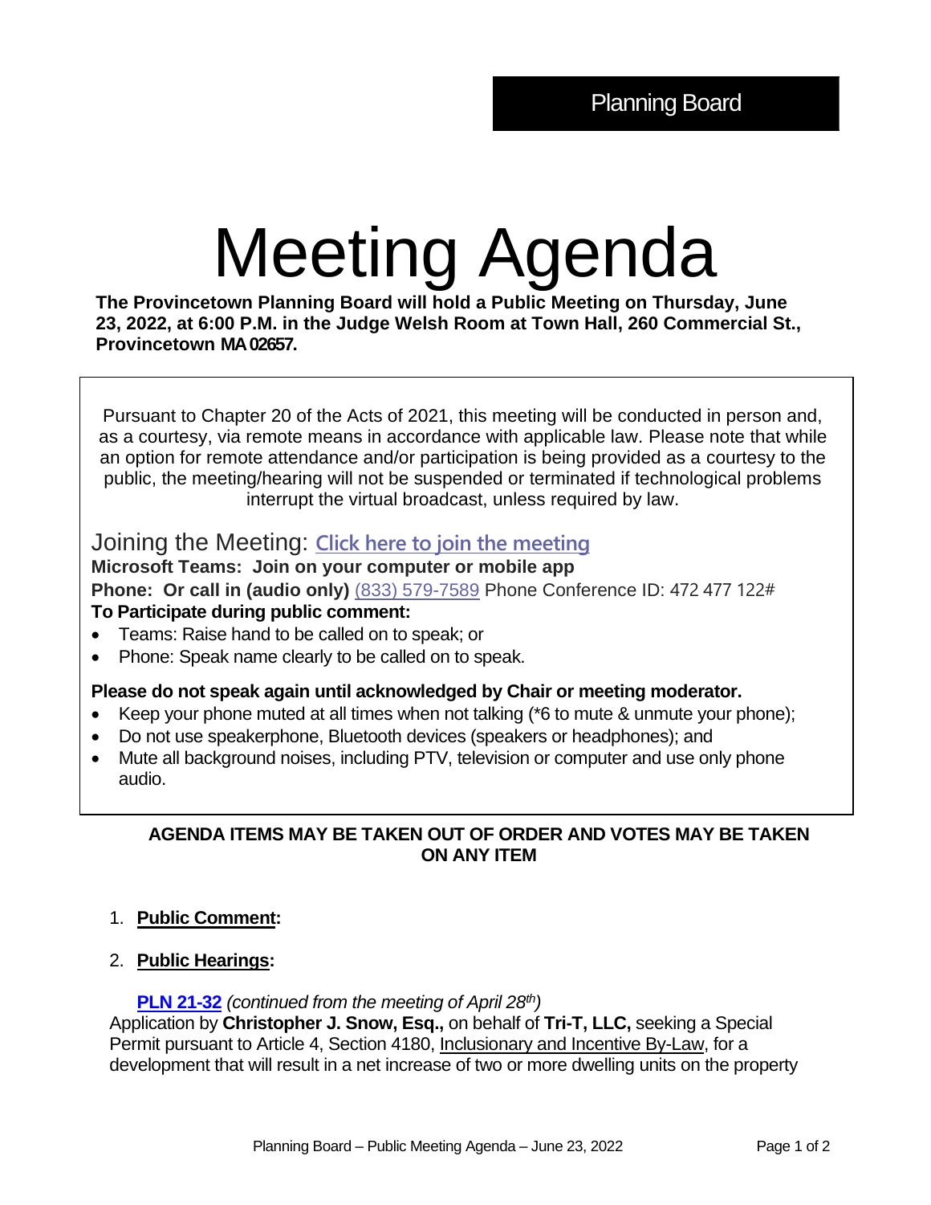Planning Board

# Meeting Agenda

**The Provincetown Planning Board will hold a Public Meeting on Thursday, June 23, 2022, at 6:00 P.M. in the Judge Welsh Room at Town Hall, 260 Commercial St., Provincetown MA 02657.**

Pursuant to Chapter 20 of the Acts of 2021, this meeting will be conducted in person and, as a courtesy, via remote means in accordance with applicable law. Please note that while an option for remote attendance and/or participation is being provided as a courtesy to the public, the meeting/hearing will not be suspended or terminated if technological problems interrupt the virtual broadcast, unless required by law.

## Joining the Meeting: Click here to join the meeting

**Microsoft Teams: Join on your computer or mobile app**

**Phone: Or call in (audio only)** (833) 579-7589 Phone Conference ID: 472 477 122#

**To Participate during public comment:**

- Teams: Raise hand to be called on to speak; or
- Phone: Speak name clearly to be called on to speak.

**Please do not speak again until acknowledged by Chair or meeting moderator.**

- Keep your phone muted at all times when not talking (*6 to mute & unmute your phone);
- Do not use speakerphone, Bluetooth devices (speakers or headphones); and
- Mute all background noises, including PTV, television or computer and use only phone audio.

**AGENDA ITEMS MAY BE TAKEN OUT OF ORDER AND VOTES MAY BE TAKEN ON ANY ITEM**

1. **Public Comment:**

2. **Public Hearings:**

**PLN 21-32** *(continued from the meeting of April 28th)*
Application by **Christopher J. Snow, Esq.,** on behalf of **Tri-T, LLC,** seeking a Special Permit pursuant to Article 4, Section 4180, Inclusionary and Incentive By-Law, for a development that will result in a net increase of two or more dwelling units on the property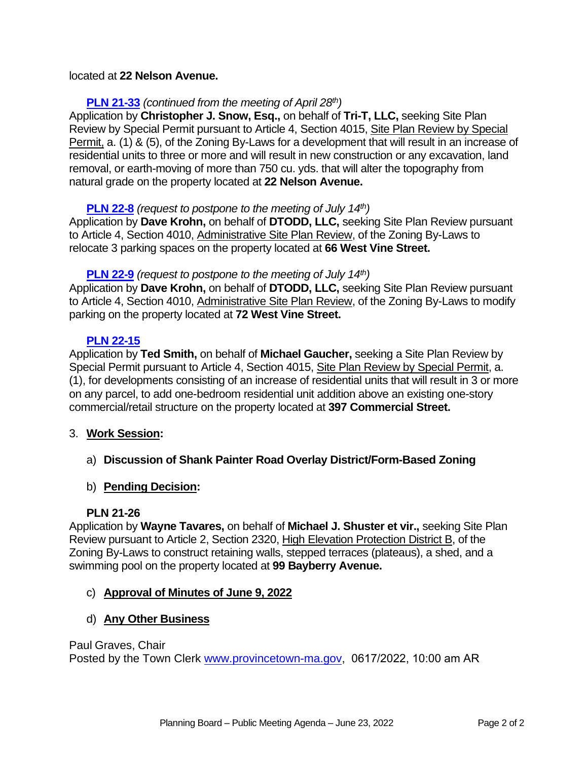located at **22 Nelson Avenue.**

**PLN 21-33** *(continued from the meeting of April 28th)*
Application by **Christopher J. Snow, Esq.,** on behalf of **Tri-T, LLC,** seeking Site Plan Review by Special Permit pursuant to Article 4, Section 4015, Site Plan Review by Special Permit, a. (1) & (5), of the Zoning By-Laws for a development that will result in an increase of residential units to three or more and will result in new construction or any excavation, land removal, or earth-moving of more than 750 cu. yds. that will alter the topography from natural grade on the property located at **22 Nelson Avenue.**

**PLN 22-8** *(request to postpone to the meeting of July 14th)*
Application by **Dave Krohn,** on behalf of **DTODD, LLC,** seeking Site Plan Review pursuant to Article 4, Section 4010, Administrative Site Plan Review, of the Zoning By-Laws to relocate 3 parking spaces on the property located at **66 West Vine Street.**

**PLN 22-9** *(request to postpone to the meeting of July 14th)*
Application by **Dave Krohn,** on behalf of **DTODD, LLC,** seeking Site Plan Review pursuant to Article 4, Section 4010, Administrative Site Plan Review, of the Zoning By-Laws to modify parking on the property located at **72 West Vine Street.**

**PLN 22-15**
Application by **Ted Smith,** on behalf of **Michael Gaucher,** seeking a Site Plan Review by Special Permit pursuant to Article 4, Section 4015, Site Plan Review by Special Permit, a. (1), for developments consisting of an increase of residential units that will result in 3 or more on any parcel, to add one-bedroom residential unit addition above an existing one-story commercial/retail structure on the property located at **397 Commercial Street.**

3. **Work Session:**

   a) **Discussion of Shank Painter Road Overlay District/Form-Based Zoning**

   b) **Pending Decision:**

**PLN 21-26**
Application by **Wayne Tavares,** on behalf of **Michael J. Shuster et vir.,** seeking Site Plan Review pursuant to Article 2, Section 2320, High Elevation Protection District B, of the Zoning By-Laws to construct retaining walls, stepped terraces (plateaus), a shed, and a swimming pool on the property located at **99 Bayberry Avenue.**

   c) **Approval of Minutes of June 9, 2022**

   d) **Any Other Business**

Paul Graves, Chair
Posted by the Town Clerk www.provincetown-ma.gov, 0617/2022, 10:00 am AR